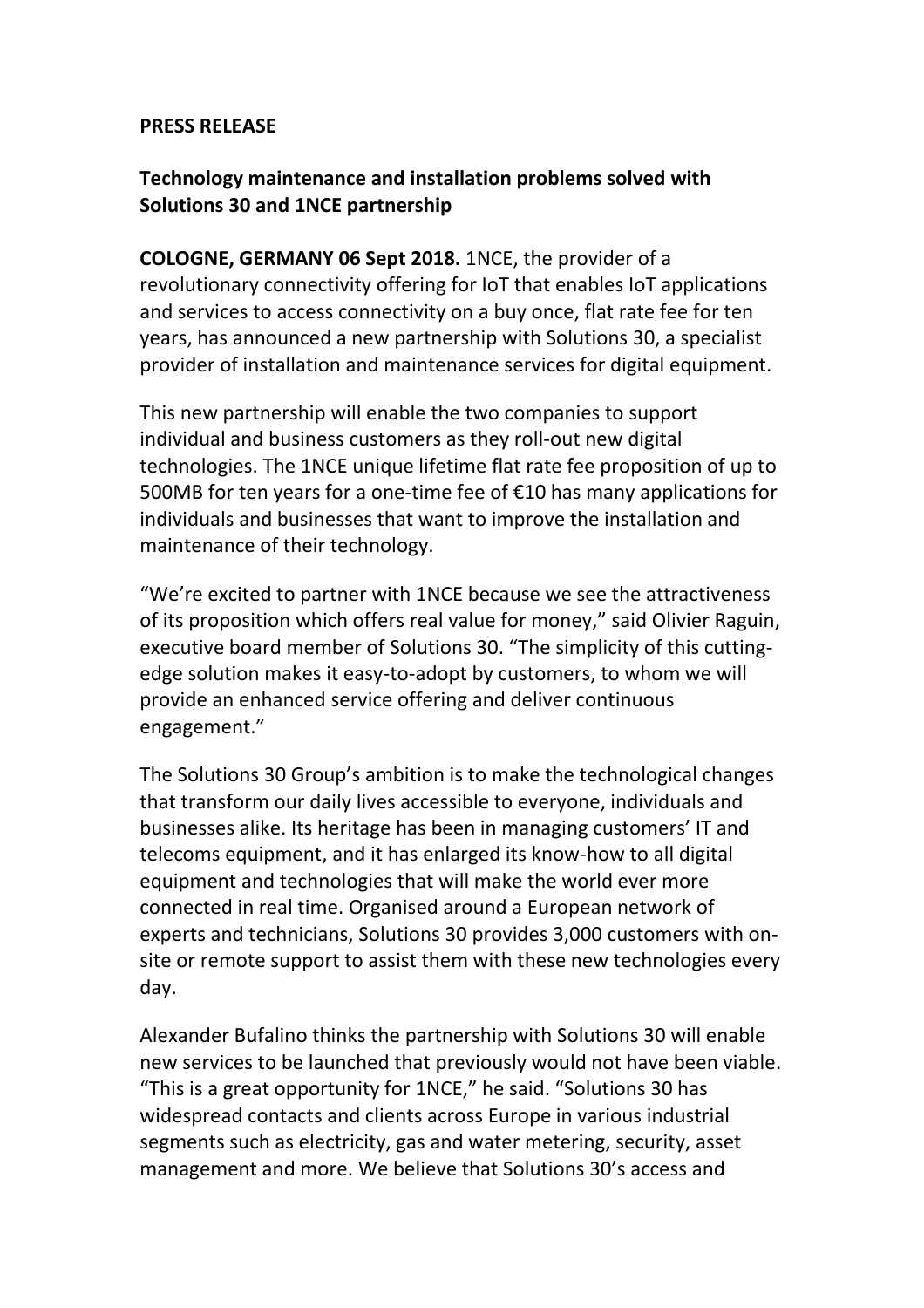**PRESS RELEASE**

## Technology maintenance and installation problems solved with Solutions 30 and 1NCE partnership

**COLOGNE, GERMANY 06 Sept 2018.** 1NCE, the provider of a revolutionary connectivity offering for IoT that enables IoT applications and services to access connectivity on a buy once, flat rate fee for ten years, has announced a new partnership with Solutions 30, a specialist provider of installation and maintenance services for digital equipment.

This new partnership will enable the two companies to support individual and business customers as they roll-out new digital technologies. The 1NCE unique lifetime flat rate fee proposition of up to 500MB for ten years for a one-time fee of €10 has many applications for individuals and businesses that want to improve the installation and maintenance of their technology.

"We're excited to partner with 1NCE because we see the attractiveness of its proposition which offers real value for money," said Olivier Raguin, executive board member of Solutions 30. "The simplicity of this cutting-edge solution makes it easy-to-adopt by customers, to whom we will provide an enhanced service offering and deliver continuous engagement."

The Solutions 30 Group's ambition is to make the technological changes that transform our daily lives accessible to everyone, individuals and businesses alike. Its heritage has been in managing customers' IT and telecoms equipment, and it has enlarged its know-how to all digital equipment and technologies that will make the world ever more connected in real time. Organised around a European network of experts and technicians, Solutions 30 provides 3,000 customers with on-site or remote support to assist them with these new technologies every day.

Alexander Bufalino thinks the partnership with Solutions 30 will enable new services to be launched that previously would not have been viable. "This is a great opportunity for 1NCE," he said. "Solutions 30 has widespread contacts and clients across Europe in various industrial segments such as electricity, gas and water metering, security, asset management and more. We believe that Solutions 30's access and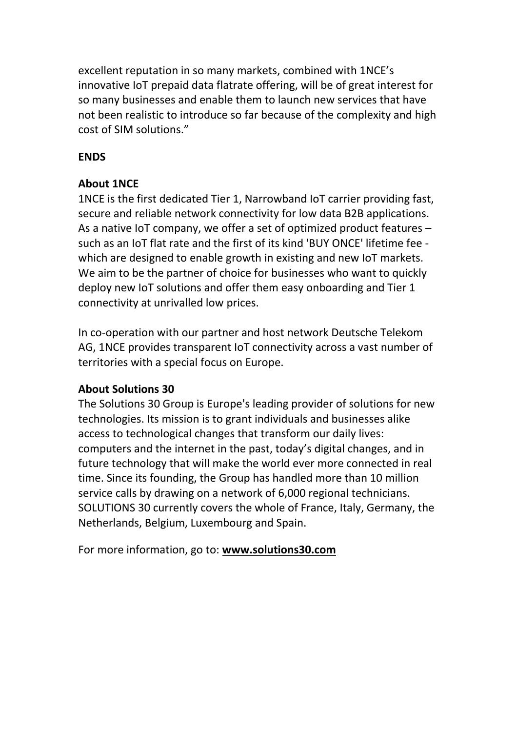excellent reputation in so many markets, combined with 1NCE's innovative IoT prepaid data flatrate offering, will be of great interest for so many businesses and enable them to launch new services that have not been realistic to introduce so far because of the complexity and high cost of SIM solutions."

**ENDS**

**About 1NCE**

1NCE is the first dedicated Tier 1, Narrowband IoT carrier providing fast, secure and reliable network connectivity for low data B2B applications. As a native IoT company, we offer a set of optimized product features – such as an IoT flat rate and the first of its kind 'BUY ONCE' lifetime fee - which are designed to enable growth in existing and new IoT markets. We aim to be the partner of choice for businesses who want to quickly deploy new IoT solutions and offer them easy onboarding and Tier 1 connectivity at unrivalled low prices.

In co-operation with our partner and host network Deutsche Telekom AG, 1NCE provides transparent IoT connectivity across a vast number of territories with a special focus on Europe.

**About Solutions 30**

The Solutions 30 Group is Europe's leading provider of solutions for new technologies. Its mission is to grant individuals and businesses alike access to technological changes that transform our daily lives: computers and the internet in the past, today's digital changes, and in future technology that will make the world ever more connected in real time. Since its founding, the Group has handled more than 10 million service calls by drawing on a network of 6,000 regional technicians. SOLUTIONS 30 currently covers the whole of France, Italy, Germany, the Netherlands, Belgium, Luxembourg and Spain.

For more information, go to: **www.solutions30.com**